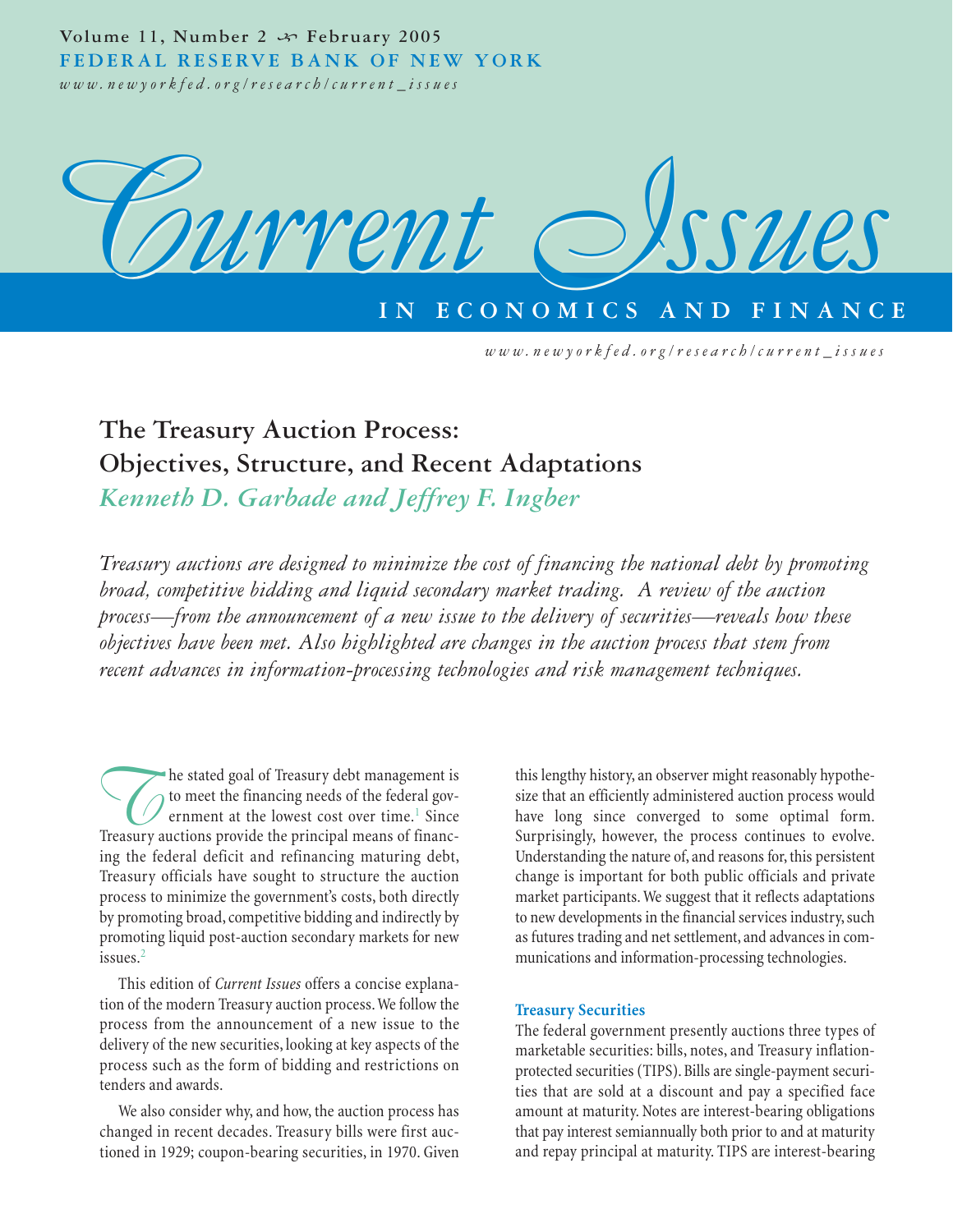Volume 11, Number 2 ↜ February 2005
FEDERAL RESERVE BANK OF NEW YORK
*www.newyorkfed.org/research/current_issues*

# Current Issues IN ECONOMICS AND FINANCE

*www.newyorkfed.org/research/current_issues*

## The Treasury Auction Process: Objectives, Structure, and Recent Adaptations

*Kenneth D. Garbade and Jeffrey F. Ingber*

*Treasury auctions are designed to minimize the cost of financing the national debt by promoting broad, competitive bidding and liquid secondary market trading. A review of the auction process—from the announcement of a new issue to the delivery of securities—reveals how these objectives have been met. Also highlighted are changes in the auction process that stem from recent advances in information-processing technologies and risk management techniques.*

The stated goal of Treasury debt management is to meet the financing needs of the federal government at the lowest cost over time.[1] Since Treasury auctions provide the principal means of financing the federal deficit and refinancing maturing debt, Treasury officials have sought to structure the auction process to minimize the government's costs, both directly by promoting broad, competitive bidding and indirectly by promoting liquid post-auction secondary markets for new issues.[2]

This edition of *Current Issues* offers a concise explanation of the modern Treasury auction process. We follow the process from the announcement of a new issue to the delivery of the new securities, looking at key aspects of the process such as the form of bidding and restrictions on tenders and awards.

We also consider why, and how, the auction process has changed in recent decades. Treasury bills were first auctioned in 1929; coupon-bearing securities, in 1970. Given this lengthy history, an observer might reasonably hypothesize that an efficiently administered auction process would have long since converged to some optimal form. Surprisingly, however, the process continues to evolve. Understanding the nature of, and reasons for, this persistent change is important for both public officials and private market participants. We suggest that it reflects adaptations to new developments in the financial services industry, such as futures trading and net settlement, and advances in communications and information-processing technologies.

### Treasury Securities

The federal government presently auctions three types of marketable securities: bills, notes, and Treasury inflation-protected securities (TIPS). Bills are single-payment securities that are sold at a discount and pay a specified face amount at maturity. Notes are interest-bearing obligations that pay interest semiannually both prior to and at maturity and repay principal at maturity. TIPS are interest-bearing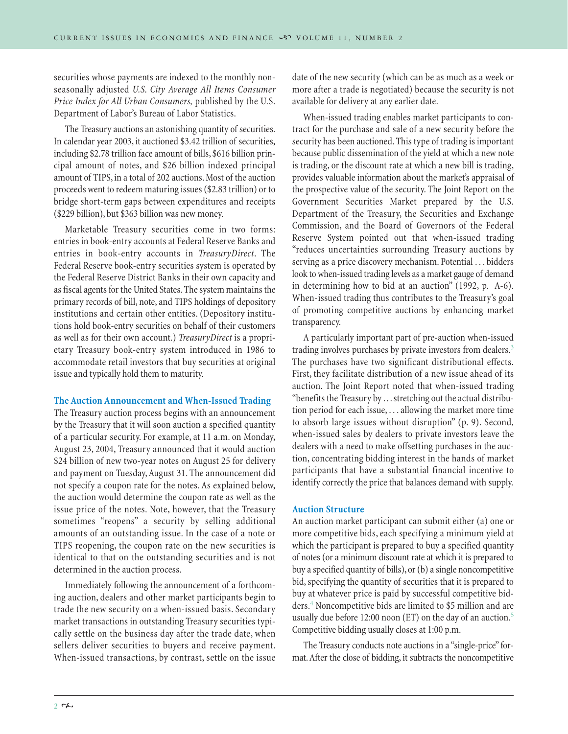securities whose payments are indexed to the monthly non-seasonally adjusted *U.S. City Average All Items Consumer Price Index for All Urban Consumers,* published by the U.S. Department of Labor's Bureau of Labor Statistics.

The Treasury auctions an astonishing quantity of securities. In calendar year 2003, it auctioned $3.42 trillion of securities, including $2.78 trillion face amount of bills, $616 billion principal amount of notes, and $26 billion indexed principal amount of TIPS, in a total of 202 auctions. Most of the auction proceeds went to redeem maturing issues ($2.83 trillion) or to bridge short-term gaps between expenditures and receipts ($229 billion), but $363 billion was new money.

Marketable Treasury securities come in two forms: entries in book-entry accounts at Federal Reserve Banks and entries in book-entry accounts in *TreasuryDirect*. The Federal Reserve book-entry securities system is operated by the Federal Reserve District Banks in their own capacity and as fiscal agents for the United States. The system maintains the primary records of bill, note, and TIPS holdings of depository institutions and certain other entities. (Depository institutions hold book-entry securities on behalf of their customers as well as for their own account.) *TreasuryDirect* is a proprietary Treasury book-entry system introduced in 1986 to accommodate retail investors that buy securities at original issue and typically hold them to maturity.

## The Auction Announcement and When-Issued Trading

The Treasury auction process begins with an announcement by the Treasury that it will soon auction a specified quantity of a particular security. For example, at 11 a.m. on Monday, August 23, 2004, Treasury announced that it would auction $24 billion of new two-year notes on August 25 for delivery and payment on Tuesday, August 31. The announcement did not specify a coupon rate for the notes. As explained below, the auction would determine the coupon rate as well as the issue price of the notes. Note, however, that the Treasury sometimes "reopens" a security by selling additional amounts of an outstanding issue. In the case of a note or TIPS reopening, the coupon rate on the new securities is identical to that on the outstanding securities and is not determined in the auction process.

Immediately following the announcement of a forthcoming auction, dealers and other market participants begin to trade the new security on a when-issued basis. Secondary market transactions in outstanding Treasury securities typically settle on the business day after the trade date, when sellers deliver securities to buyers and receive payment. When-issued transactions, by contrast, settle on the issue date of the new security (which can be as much as a week or more after a trade is negotiated) because the security is not available for delivery at any earlier date.

When-issued trading enables market participants to contract for the purchase and sale of a new security before the security has been auctioned. This type of trading is important because public dissemination of the yield at which a new note is trading, or the discount rate at which a new bill is trading, provides valuable information about the market's appraisal of the prospective value of the security. The Joint Report on the Government Securities Market prepared by the U.S. Department of the Treasury, the Securities and Exchange Commission, and the Board of Governors of the Federal Reserve System pointed out that when-issued trading "reduces uncertainties surrounding Treasury auctions by serving as a price discovery mechanism. Potential . . . bidders look to when-issued trading levels as a market gauge of demand in determining how to bid at an auction" (1992, p. A-6). When-issued trading thus contributes to the Treasury's goal of promoting competitive auctions by enhancing market transparency.

A particularly important part of pre-auction when-issued trading involves purchases by private investors from dealers.[3] The purchases have two significant distributional effects. First, they facilitate distribution of a new issue ahead of its auction. The Joint Report noted that when-issued trading "benefits the Treasury by . . . stretching out the actual distribution period for each issue, . . . allowing the market more time to absorb large issues without disruption" (p. 9). Second, when-issued sales by dealers to private investors leave the dealers with a need to make offsetting purchases in the auction, concentrating bidding interest in the hands of market participants that have a substantial financial incentive to identify correctly the price that balances demand with supply.

## Auction Structure

An auction market participant can submit either (a) one or more competitive bids, each specifying a minimum yield at which the participant is prepared to buy a specified quantity of notes (or a minimum discount rate at which it is prepared to buy a specified quantity of bills), or (b) a single noncompetitive bid, specifying the quantity of securities that it is prepared to buy at whatever price is paid by successful competitive bidders.[4] Noncompetitive bids are limited to $5 million and are usually due before 12:00 noon (ET) on the day of an auction.[5] Competitive bidding usually closes at 1:00 p.m.

The Treasury conducts note auctions in a "single-price" format. After the close of bidding, it subtracts the noncompetitive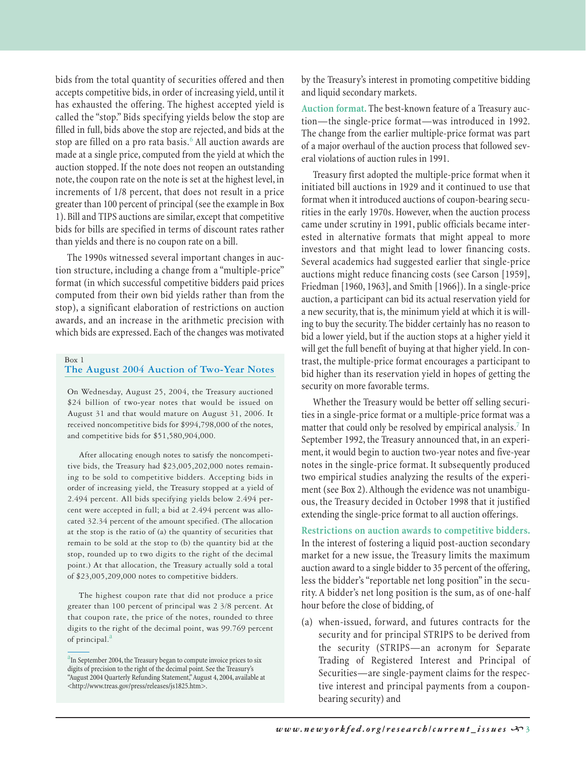bids from the total quantity of securities offered and then accepts competitive bids, in order of increasing yield, until it has exhausted the offering. The highest accepted yield is called the "stop." Bids specifying yields below the stop are filled in full, bids above the stop are rejected, and bids at the stop are filled on a pro rata basis.[6] All auction awards are made at a single price, computed from the yield at which the auction stopped. If the note does not reopen an outstanding note, the coupon rate on the note is set at the highest level, in increments of 1/8 percent, that does not result in a price greater than 100 percent of principal (see the example in Box 1). Bill and TIPS auctions are similar, except that competitive bids for bills are specified in terms of discount rates rather than yields and there is no coupon rate on a bill.

The 1990s witnessed several important changes in auction structure, including a change from a "multiple-price" format (in which successful competitive bidders paid prices computed from their own bid yields rather than from the stop), a significant elaboration of restrictions on auction awards, and an increase in the arithmetic precision with which bids are expressed. Each of the changes was motivated by the Treasury's interest in promoting competitive bidding and liquid secondary markets.

Box 1

### The August 2004 Auction of Two-Year Notes

On Wednesday, August 25, 2004, the Treasury auctioned \$24 billion of two-year notes that would be issued on August 31 and that would mature on August 31, 2006. It received noncompetitive bids for \$994,798,000 of the notes, and competitive bids for \$51,580,904,000.

After allocating enough notes to satisfy the noncompetitive bids, the Treasury had \$23,005,202,000 notes remaining to be sold to competitive bidders. Accepting bids in order of increasing yield, the Treasury stopped at a yield of 2.494 percent. All bids specifying yields below 2.494 percent were accepted in full; a bid at 2.494 percent was allocated 32.34 percent of the amount specified. (The allocation at the stop is the ratio of (a) the quantity of securities that remain to be sold at the stop to (b) the quantity bid at the stop, rounded up to two digits to the right of the decimal point.) At that allocation, the Treasury actually sold a total of \$23,005,209,000 notes to competitive bidders.

The highest coupon rate that did not produce a price greater than 100 percent of principal was 2 3/8 percent. At that coupon rate, the price of the notes, rounded to three digits to the right of the decimal point, was 99.769 percent of principal.[a]

[a] In September 2004, the Treasury began to compute invoice prices to six digits of precision to the right of the decimal point. See the Treasury's "August 2004 Quarterly Refunding Statement," August 4, 2004, available at <http://www.treas.gov/press/releases/js1825.htm>.

**Auction format.** The best-known feature of a Treasury auction—the single-price format—was introduced in 1992. The change from the earlier multiple-price format was part of a major overhaul of the auction process that followed several violations of auction rules in 1991.

Treasury first adopted the multiple-price format when it initiated bill auctions in 1929 and it continued to use that format when it introduced auctions of coupon-bearing securities in the early 1970s. However, when the auction process came under scrutiny in 1991, public officials became interested in alternative formats that might appeal to more investors and that might lead to lower financing costs. Several academics had suggested earlier that single-price auctions might reduce financing costs (see Carson [1959], Friedman [1960, 1963], and Smith [1966]). In a single-price auction, a participant can bid its actual reservation yield for a new security, that is, the minimum yield at which it is willing to buy the security. The bidder certainly has no reason to bid a lower yield, but if the auction stops at a higher yield it will get the full benefit of buying at that higher yield. In contrast, the multiple-price format encourages a participant to bid higher than its reservation yield in hopes of getting the security on more favorable terms.

Whether the Treasury would be better off selling securities in a single-price format or a multiple-price format was a matter that could only be resolved by empirical analysis.[7] In September 1992, the Treasury announced that, in an experiment, it would begin to auction two-year notes and five-year notes in the single-price format. It subsequently produced two empirical studies analyzing the results of the experiment (see Box 2). Although the evidence was not unambiguous, the Treasury decided in October 1998 that it justified extending the single-price format to all auction offerings.

**Restrictions on auction awards to competitive bidders.** In the interest of fostering a liquid post-auction secondary market for a new issue, the Treasury limits the maximum auction award to a single bidder to 35 percent of the offering, less the bidder's "reportable net long position" in the security. A bidder's net long position is the sum, as of one-half hour before the close of bidding, of

(a) when-issued, forward, and futures contracts for the security and for principal STRIPS to be derived from the security (STRIPS—an acronym for Separate Trading of Registered Interest and Principal of Securities—are single-payment claims for the respective interest and principal payments from a coupon-bearing security) and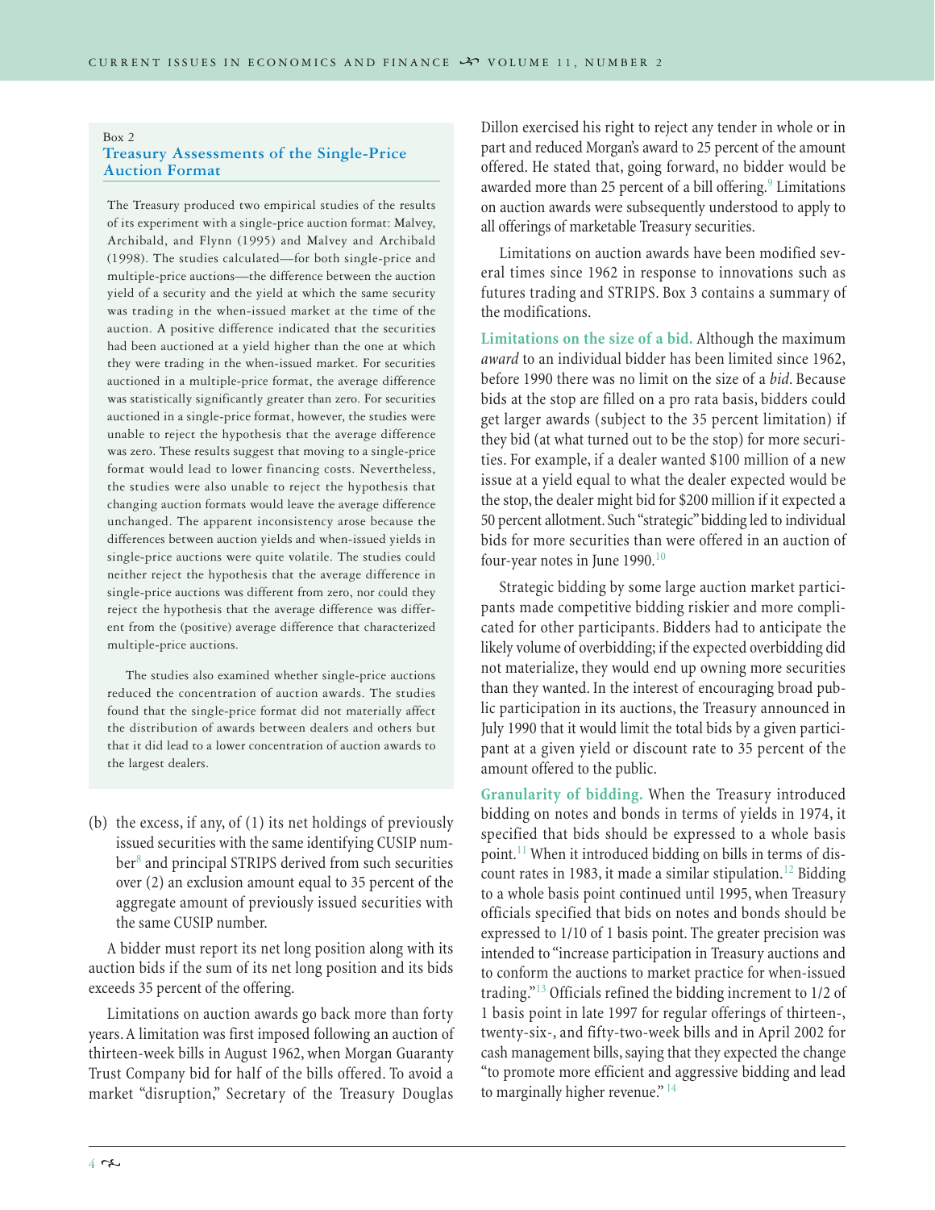### Box 2
## Treasury Assessments of the Single-Price Auction Format

The Treasury produced two empirical studies of the results of its experiment with a single-price auction format: Malvey, Archibald, and Flynn (1995) and Malvey and Archibald (1998). The studies calculated—for both single-price and multiple-price auctions—the difference between the auction yield of a security and the yield at which the same security was trading in the when-issued market at the time of the auction. A positive difference indicated that the securities had been auctioned at a yield higher than the one at which they were trading in the when-issued market. For securities auctioned in a multiple-price format, the average difference was statistically significantly greater than zero. For securities auctioned in a single-price format, however, the studies were unable to reject the hypothesis that the average difference was zero. These results suggest that moving to a single-price format would lead to lower financing costs. Nevertheless, the studies were also unable to reject the hypothesis that changing auction formats would leave the average difference unchanged. The apparent inconsistency arose because the differences between auction yields and when-issued yields in single-price auctions were quite volatile. The studies could neither reject the hypothesis that the average difference in single-price auctions was different from zero, nor could they reject the hypothesis that the average difference was different from the (positive) average difference that characterized multiple-price auctions.

The studies also examined whether single-price auctions reduced the concentration of auction awards. The studies found that the single-price format did not materially affect the distribution of awards between dealers and others but that it did lead to a lower concentration of auction awards to the largest dealers.

(b) the excess, if any, of (1) its net holdings of previously issued securities with the same identifying CUSIP number[8] and principal STRIPS derived from such securities over (2) an exclusion amount equal to 35 percent of the aggregate amount of previously issued securities with the same CUSIP number.

A bidder must report its net long position along with its auction bids if the sum of its net long position and its bids exceeds 35 percent of the offering.

Limitations on auction awards go back more than forty years. A limitation was first imposed following an auction of thirteen-week bills in August 1962, when Morgan Guaranty Trust Company bid for half of the bills offered. To avoid a market "disruption," Secretary of the Treasury Douglas Dillon exercised his right to reject any tender in whole or in part and reduced Morgan's award to 25 percent of the amount offered. He stated that, going forward, no bidder would be awarded more than 25 percent of a bill offering.[9] Limitations on auction awards were subsequently understood to apply to all offerings of marketable Treasury securities.

Limitations on auction awards have been modified several times since 1962 in response to innovations such as futures trading and STRIPS. Box 3 contains a summary of the modifications.

**Limitations on the size of a bid.** Although the maximum *award* to an individual bidder has been limited since 1962, before 1990 there was no limit on the size of a *bid*. Because bids at the stop are filled on a pro rata basis, bidders could get larger awards (subject to the 35 percent limitation) if they bid (at what turned out to be the stop) for more securities. For example, if a dealer wanted $100 million of a new issue at a yield equal to what the dealer expected would be the stop, the dealer might bid for $200 million if it expected a 50 percent allotment. Such "strategic" bidding led to individual bids for more securities than were offered in an auction of four-year notes in June 1990.[10]

Strategic bidding by some large auction market participants made competitive bidding riskier and more complicated for other participants. Bidders had to anticipate the likely volume of overbidding; if the expected overbidding did not materialize, they would end up owning more securities than they wanted. In the interest of encouraging broad public participation in its auctions, the Treasury announced in July 1990 that it would limit the total bids by a given participant at a given yield or discount rate to 35 percent of the amount offered to the public.

**Granularity of bidding.** When the Treasury introduced bidding on notes and bonds in terms of yields in 1974, it specified that bids should be expressed to a whole basis point.[11] When it introduced bidding on bills in terms of discount rates in 1983, it made a similar stipulation.[12] Bidding to a whole basis point continued until 1995, when Treasury officials specified that bids on notes and bonds should be expressed to 1/10 of 1 basis point. The greater precision was intended to "increase participation in Treasury auctions and to conform the auctions to market practice for when-issued trading."[13] Officials refined the bidding increment to 1/2 of 1 basis point in late 1997 for regular offerings of thirteen-, twenty-six-, and fifty-two-week bills and in April 2002 for cash management bills, saying that they expected the change "to promote more efficient and aggressive bidding and lead to marginally higher revenue."[14]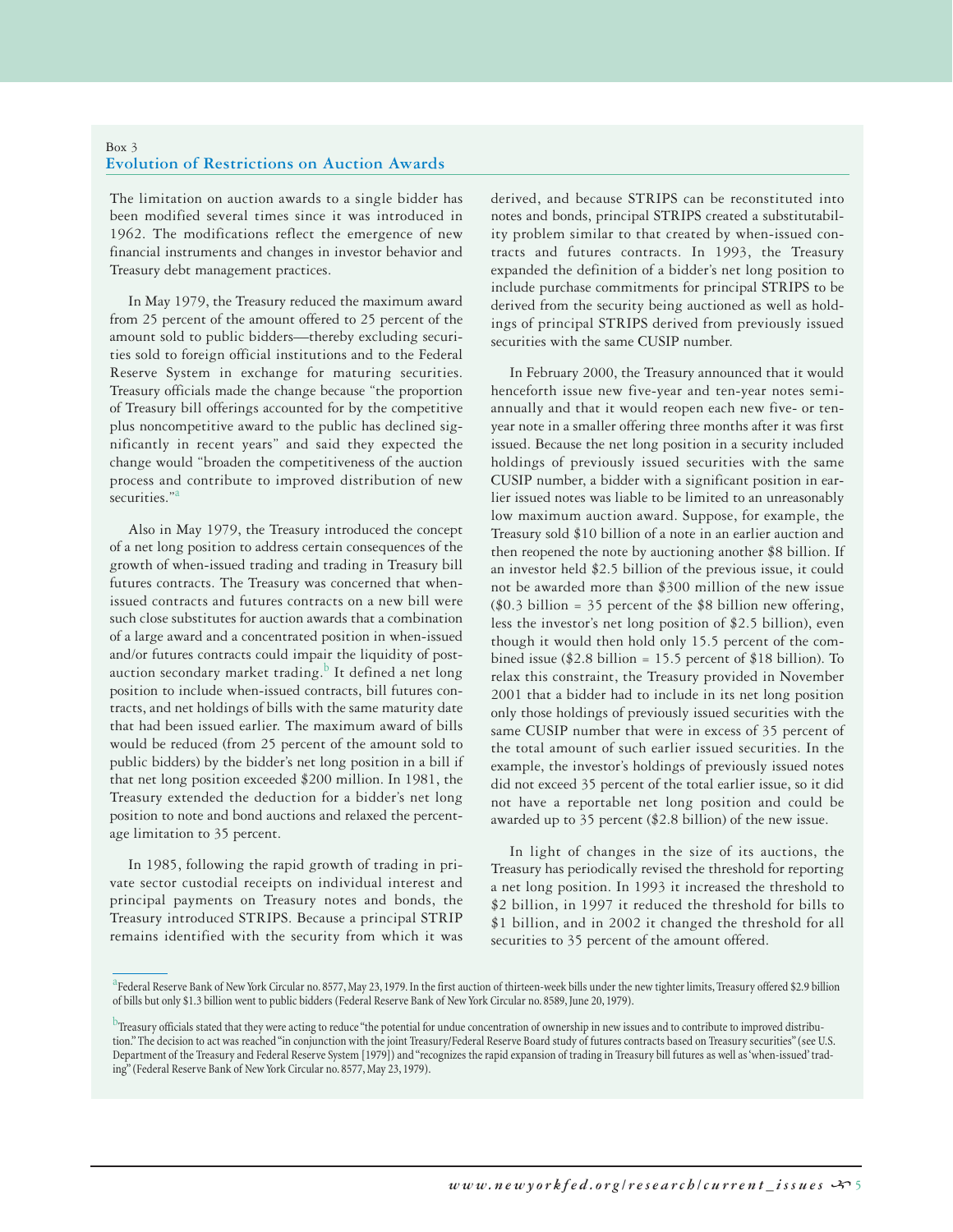Box 3

## Evolution of Restrictions on Auction Awards

The limitation on auction awards to a single bidder has been modified several times since it was introduced in 1962. The modifications reflect the emergence of new financial instruments and changes in investor behavior and Treasury debt management practices.

In May 1979, the Treasury reduced the maximum award from 25 percent of the amount offered to 25 percent of the amount sold to public bidders—thereby excluding securities sold to foreign official institutions and to the Federal Reserve System in exchange for maturing securities. Treasury officials made the change because "the proportion of Treasury bill offerings accounted for by the competitive plus noncompetitive award to the public has declined significantly in recent years" and said they expected the change would "broaden the competitiveness of the auction process and contribute to improved distribution of new securities."[a]

Also in May 1979, the Treasury introduced the concept of a net long position to address certain consequences of the growth of when-issued trading and trading in Treasury bill futures contracts. The Treasury was concerned that when-issued contracts and futures contracts on a new bill were such close substitutes for auction awards that a combination of a large award and a concentrated position in when-issued and/or futures contracts could impair the liquidity of post-auction secondary market trading.[b] It defined a net long position to include when-issued contracts, bill futures contracts, and net holdings of bills with the same maturity date that had been issued earlier. The maximum award of bills would be reduced (from 25 percent of the amount sold to public bidders) by the bidder's net long position in a bill if that net long position exceeded $200 million. In 1981, the Treasury extended the deduction for a bidder's net long position to note and bond auctions and relaxed the percentage limitation to 35 percent.

In 1985, following the rapid growth of trading in private sector custodial receipts on individual interest and principal payments on Treasury notes and bonds, the Treasury introduced STRIPS. Because a principal STRIP remains identified with the security from which it was derived, and because STRIPS can be reconstituted into notes and bonds, principal STRIPS created a substitutability problem similar to that created by when-issued contracts and futures contracts. In 1993, the Treasury expanded the definition of a bidder's net long position to include purchase commitments for principal STRIPS to be derived from the security being auctioned as well as holdings of principal STRIPS derived from previously issued securities with the same CUSIP number.

In February 2000, the Treasury announced that it would henceforth issue new five-year and ten-year notes semi-annually and that it would reopen each new five- or ten-year note in a smaller offering three months after it was first issued. Because the net long position in a security included holdings of previously issued securities with the same CUSIP number, a bidder with a significant position in earlier issued notes was liable to be limited to an unreasonably low maximum auction award. Suppose, for example, the Treasury sold $10 billion of a note in an earlier auction and then reopened the note by auctioning another $8 billion. If an investor held $2.5 billion of the previous issue, it could not be awarded more than $300 million of the new issue ($0.3 billion = 35 percent of the $8 billion new offering, less the investor's net long position of $2.5 billion), even though it would then hold only 15.5 percent of the combined issue ($2.8 billion = 15.5 percent of $18 billion). To relax this constraint, the Treasury provided in November 2001 that a bidder had to include in its net long position only those holdings of previously issued securities with the same CUSIP number that were in excess of 35 percent of the total amount of such earlier issued securities. In the example, the investor's holdings of previously issued notes did not exceed 35 percent of the total earlier issue, so it did not have a reportable net long position and could be awarded up to 35 percent ($2.8 billion) of the new issue.

In light of changes in the size of its auctions, the Treasury has periodically revised the threshold for reporting a net long position. In 1993 it increased the threshold to $2 billion, in 1997 it reduced the threshold for bills to $1 billion, and in 2002 it changed the threshold for all securities to 35 percent of the amount offered.

---

[a] Federal Reserve Bank of New York Circular no. 8577, May 23, 1979. In the first auction of thirteen-week bills under the new tighter limits, Treasury offered $2.9 billion of bills but only $1.3 billion went to public bidders (Federal Reserve Bank of New York Circular no. 8589, June 20, 1979).

[b] Treasury officials stated that they were acting to reduce "the potential for undue concentration of ownership in new issues and to contribute to improved distribution." The decision to act was reached "in conjunction with the joint Treasury/Federal Reserve Board study of futures contracts based on Treasury securities" (see U.S. Department of the Treasury and Federal Reserve System [1979]) and "recognizes the rapid expansion of trading in Treasury bill futures as well as 'when-issued' trading" (Federal Reserve Bank of New York Circular no. 8577, May 23, 1979).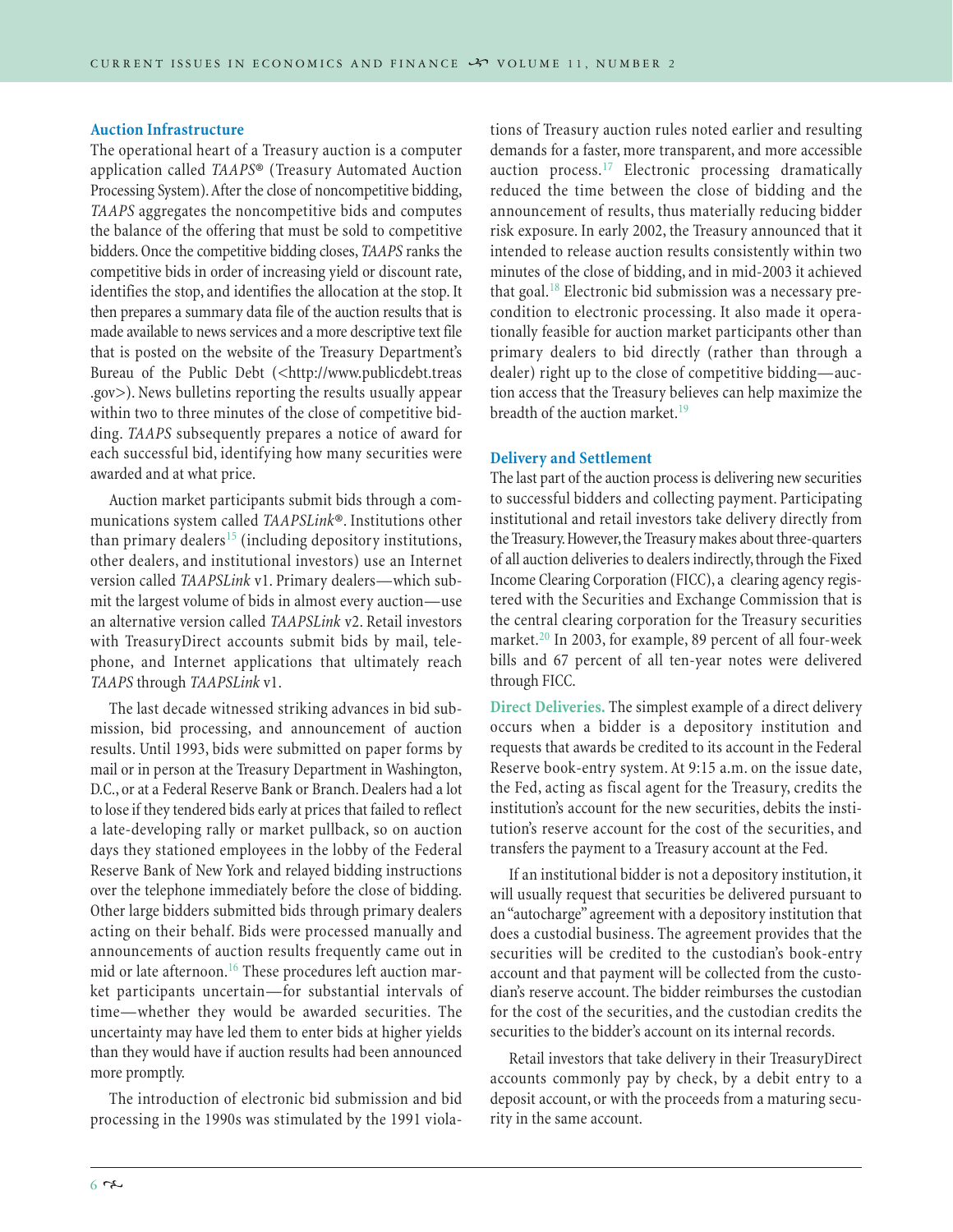### Auction Infrastructure

The operational heart of a Treasury auction is a computer application called *TAAPS*® (Treasury Automated Auction Processing System). After the close of noncompetitive bidding, *TAAPS* aggregates the noncompetitive bids and computes the balance of the offering that must be sold to competitive bidders. Once the competitive bidding closes, *TAAPS* ranks the competitive bids in order of increasing yield or discount rate, identifies the stop, and identifies the allocation at the stop. It then prepares a summary data file of the auction results that is made available to news services and a more descriptive text file that is posted on the website of the Treasury Department's Bureau of the Public Debt (<http://www.publicdebt.treas.gov>). News bulletins reporting the results usually appear within two to three minutes of the close of competitive bidding. *TAAPS* subsequently prepares a notice of award for each successful bid, identifying how many securities were awarded and at what price.

Auction market participants submit bids through a communications system called *TAAPSLink*®. Institutions other than primary dealers[15] (including depository institutions, other dealers, and institutional investors) use an Internet version called *TAAPSLink* v1. Primary dealers—which submit the largest volume of bids in almost every auction—use an alternative version called *TAAPSLink* v2. Retail investors with TreasuryDirect accounts submit bids by mail, telephone, and Internet applications that ultimately reach *TAAPS* through *TAAPSLink* v1.

The last decade witnessed striking advances in bid submission, bid processing, and announcement of auction results. Until 1993, bids were submitted on paper forms by mail or in person at the Treasury Department in Washington, D.C., or at a Federal Reserve Bank or Branch. Dealers had a lot to lose if they tendered bids early at prices that failed to reflect a late-developing rally or market pullback, so on auction days they stationed employees in the lobby of the Federal Reserve Bank of New York and relayed bidding instructions over the telephone immediately before the close of bidding. Other large bidders submitted bids through primary dealers acting on their behalf. Bids were processed manually and announcements of auction results frequently came out in mid or late afternoon.[16] These procedures left auction market participants uncertain—for substantial intervals of time—whether they would be awarded securities. The uncertainty may have led them to enter bids at higher yields than they would have if auction results had been announced more promptly.

The introduction of electronic bid submission and bid processing in the 1990s was stimulated by the 1991 violations of Treasury auction rules noted earlier and resulting demands for a faster, more transparent, and more accessible auction process.[17] Electronic processing dramatically reduced the time between the close of bidding and the announcement of results, thus materially reducing bidder risk exposure. In early 2002, the Treasury announced that it intended to release auction results consistently within two minutes of the close of bidding, and in mid-2003 it achieved that goal.[18] Electronic bid submission was a necessary precondition to electronic processing. It also made it operationally feasible for auction market participants other than primary dealers to bid directly (rather than through a dealer) right up to the close of competitive bidding—auction access that the Treasury believes can help maximize the breadth of the auction market.[19]

### Delivery and Settlement

The last part of the auction process is delivering new securities to successful bidders and collecting payment. Participating institutional and retail investors take delivery directly from the Treasury. However, the Treasury makes about three-quarters of all auction deliveries to dealers indirectly, through the Fixed Income Clearing Corporation (FICC), a clearing agency registered with the Securities and Exchange Commission that is the central clearing corporation for the Treasury securities market.[20] In 2003, for example, 89 percent of all four-week bills and 67 percent of all ten-year notes were delivered through FICC.

**Direct Deliveries.** The simplest example of a direct delivery occurs when a bidder is a depository institution and requests that awards be credited to its account in the Federal Reserve book-entry system. At 9:15 a.m. on the issue date, the Fed, acting as fiscal agent for the Treasury, credits the institution's account for the new securities, debits the institution's reserve account for the cost of the securities, and transfers the payment to a Treasury account at the Fed.

If an institutional bidder is not a depository institution, it will usually request that securities be delivered pursuant to an "autocharge" agreement with a depository institution that does a custodial business. The agreement provides that the securities will be credited to the custodian's book-entry account and that payment will be collected from the custodian's reserve account. The bidder reimburses the custodian for the cost of the securities, and the custodian credits the securities to the bidder's account on its internal records.

Retail investors that take delivery in their TreasuryDirect accounts commonly pay by check, by a debit entry to a deposit account, or with the proceeds from a maturing security in the same account.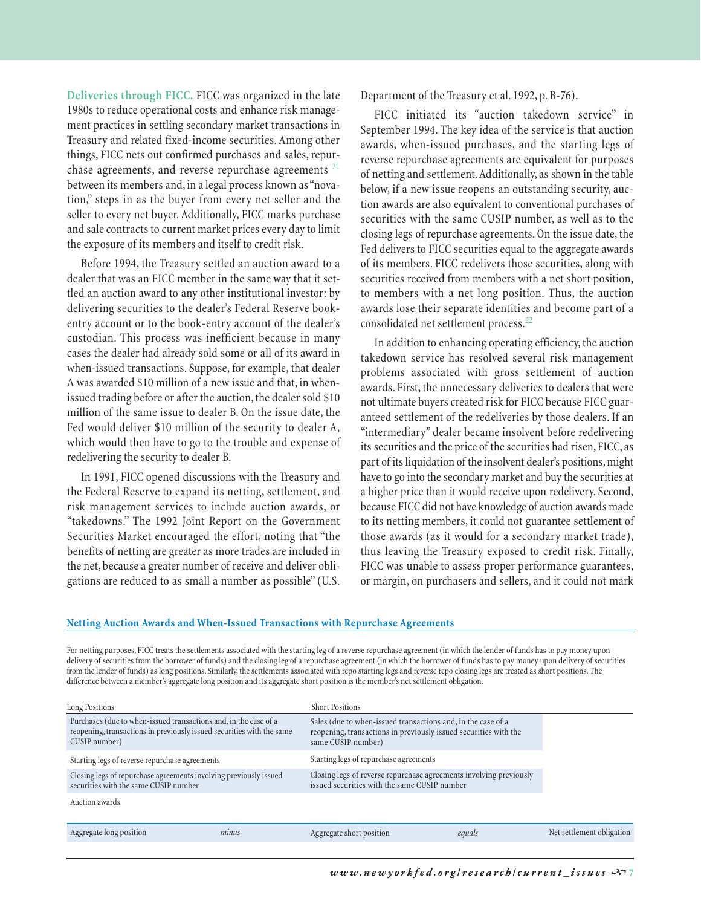**Deliveries through FICC.** FICC was organized in the late 1980s to reduce operational costs and enhance risk management practices in settling secondary market transactions in Treasury and related fixed-income securities. Among other things, FICC nets out confirmed purchases and sales, repurchase agreements, and reverse repurchase agreements [21] between its members and, in a legal process known as "novation," steps in as the buyer from every net seller and the seller to every net buyer. Additionally, FICC marks purchase and sale contracts to current market prices every day to limit the exposure of its members and itself to credit risk.

Before 1994, the Treasury settled an auction award to a dealer that was an FICC member in the same way that it settled an auction award to any other institutional investor: by delivering securities to the dealer's Federal Reserve book-entry account or to the book-entry account of the dealer's custodian. This process was inefficient because in many cases the dealer had already sold some or all of its award in when-issued transactions. Suppose, for example, that dealer A was awarded \$10 million of a new issue and that, in when-issued trading before or after the auction, the dealer sold \$10 million of the same issue to dealer B. On the issue date, the Fed would deliver \$10 million of the security to dealer A, which would then have to go to the trouble and expense of redelivering the security to dealer B.

In 1991, FICC opened discussions with the Treasury and the Federal Reserve to expand its netting, settlement, and risk management services to include auction awards, or "takedowns." The 1992 Joint Report on the Government Securities Market encouraged the effort, noting that "the benefits of netting are greater as more trades are included in the net, because a greater number of receive and deliver obligations are reduced to as small a number as possible" (U.S. Department of the Treasury et al. 1992, p. B-76).

FICC initiated its "auction takedown service" in September 1994. The key idea of the service is that auction awards, when-issued purchases, and the starting legs of reverse repurchase agreements are equivalent for purposes of netting and settlement. Additionally, as shown in the table below, if a new issue reopens an outstanding security, auction awards are also equivalent to conventional purchases of securities with the same CUSIP number, as well as to the closing legs of repurchase agreements. On the issue date, the Fed delivers to FICC securities equal to the aggregate awards of its members. FICC redelivers those securities, along with securities received from members with a net short position, to members with a net long position. Thus, the auction awards lose their separate identities and become part of a consolidated net settlement process.[22]

In addition to enhancing operating efficiency, the auction takedown service has resolved several risk management problems associated with gross settlement of auction awards. First, the unnecessary deliveries to dealers that were not ultimate buyers created risk for FICC because FICC guaranteed settlement of the redeliveries by those dealers. If an "intermediary" dealer became insolvent before redelivering its securities and the price of the securities had risen, FICC, as part of its liquidation of the insolvent dealer's positions, might have to go into the secondary market and buy the securities at a higher price than it would receive upon redelivery. Second, because FICC did not have knowledge of auction awards made to its netting members, it could not guarantee settlement of those awards (as it would for a secondary market trade), thus leaving the Treasury exposed to credit risk. Finally, FICC was unable to assess proper performance guarantees, or margin, on purchasers and sellers, and it could not mark

### Netting Auction Awards and When-Issued Transactions with Repurchase Agreements

For netting purposes, FICC treats the settlements associated with the starting leg of a reverse repurchase agreement (in which the lender of funds has to pay money upon delivery of securities from the borrower of funds) and the closing leg of a repurchase agreement (in which the borrower of funds has to pay money upon delivery of securities from the lender of funds) as long positions. Similarly, the settlements associated with repo starting legs and reverse repo closing legs are treated as short positions. The difference between a member's aggregate long position and its aggregate short position is the member's net settlement obligation.

| Long Positions | | Short Positions | | |
|---|---|---|---|---|
| Purchases (due to when-issued transactions and, in the case of a reopening, transactions in previously issued securities with the same CUSIP number) | | Sales (due to when-issued transactions and, in the case of a reopening, transactions in previously issued securities with the same CUSIP number) | | |
| Starting legs of reverse repurchase agreements | | Starting legs of repurchase agreements | | |
| Closing legs of repurchase agreements involving previously issued securities with the same CUSIP number | | Closing legs of reverse repurchase agreements involving previously issued securities with the same CUSIP number | | |
| Auction awards | | | | |
| Aggregate long position | *minus* | Aggregate short position | *equals* | Net settlement obligation |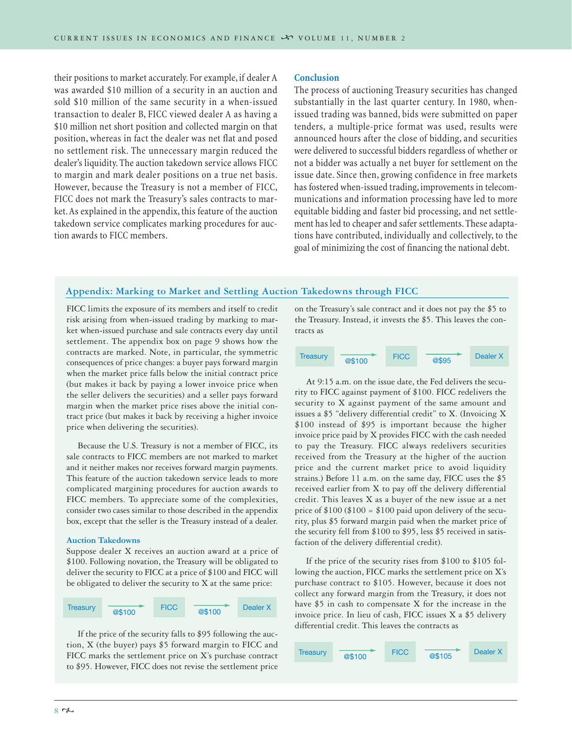their positions to market accurately. For example, if dealer A was awarded $10 million of a security in an auction and sold $10 million of the same security in a when-issued transaction to dealer B, FICC viewed dealer A as having a $10 million net short position and collected margin on that position, whereas in fact the dealer was net flat and posed no settlement risk. The unnecessary margin reduced the dealer's liquidity. The auction takedown service allows FICC to margin and mark dealer positions on a true net basis. However, because the Treasury is not a member of FICC, FICC does not mark the Treasury's sales contracts to market. As explained in the appendix, this feature of the auction takedown service complicates marking procedures for auction awards to FICC members.

## Conclusion

The process of auctioning Treasury securities has changed substantially in the last quarter century. In 1980, when-issued trading was banned, bids were submitted on paper tenders, a multiple-price format was used, results were announced hours after the close of bidding, and securities were delivered to successful bidders regardless of whether or not a bidder was actually a net buyer for settlement on the issue date. Since then, growing confidence in free markets has fostered when-issued trading, improvements in telecommunications and information processing have led to more equitable bidding and faster bid processing, and net settlement has led to cheaper and safer settlements. These adaptations have contributed, individually and collectively, to the goal of minimizing the cost of financing the national debt.

## Appendix: Marking to Market and Settling Auction Takedowns through FICC

FICC limits the exposure of its members and itself to credit risk arising from when-issued trading by marking to market when-issued purchase and sale contracts every day until settlement. The appendix box on page 9 shows how the contracts are marked. Note, in particular, the symmetric consequences of price changes: a buyer pays forward margin when the market price falls below the initial contract price (but makes it back by paying a lower invoice price when the seller delivers the securities) and a seller pays forward margin when the market price rises above the initial contract price (but makes it back by receiving a higher invoice price when delivering the securities).

Because the U.S. Treasury is not a member of FICC, its sale contracts to FICC members are not marked to market and it neither makes nor receives forward margin payments. This feature of the auction takedown service leads to more complicated margining procedures for auction awards to FICC members. To appreciate some of the complexities, consider two cases similar to those described in the appendix box, except that the seller is the Treasury instead of a dealer.

### Auction Takedowns

Suppose dealer X receives an auction award at a price of $100. Following novation, the Treasury will be obligated to deliver the security to FICC at a price of $100 and FICC will be obligated to deliver the security to X at the same price:

Treasury → @$100 → FICC → @$100 → Dealer X

If the price of the security falls to $95 following the auction, X (the buyer) pays $5 forward margin to FICC and FICC marks the settlement price on X's purchase contract to $95. However, FICC does not revise the settlement price on the Treasury's sale contract and it does not pay the $5 to the Treasury. Instead, it invests the $5. This leaves the contracts as

Treasury → @$100 → FICC → @$95 → Dealer X

At 9:15 a.m. on the issue date, the Fed delivers the security to FICC against payment of $100. FICC redelivers the security to X against payment of the same amount and issues a $5 "delivery differential credit" to X. (Invoicing X $100 instead of $95 is important because the higher invoice price paid by X provides FICC with the cash needed to pay the Treasury. FICC always redelivers securities received from the Treasury at the higher of the auction price and the current market price to avoid liquidity strains.) Before 11 a.m. on the same day, FICC uses the $5 received earlier from X to pay off the delivery differential credit. This leaves X as a buyer of the new issue at a net price of $100 ($100 = $100 paid upon delivery of the security, plus $5 forward margin paid when the market price of the security fell from $100 to $95, less $5 received in satisfaction of the delivery differential credit).

If the price of the security rises from $100 to $105 following the auction, FICC marks the settlement price on X's purchase contract to $105. However, because it does not collect any forward margin from the Treasury, it does not have $5 in cash to compensate X for the increase in the invoice price. In lieu of cash, FICC issues X a $5 delivery differential credit. This leaves the contracts as

Treasury → @$100 → FICC → @$105 → Dealer X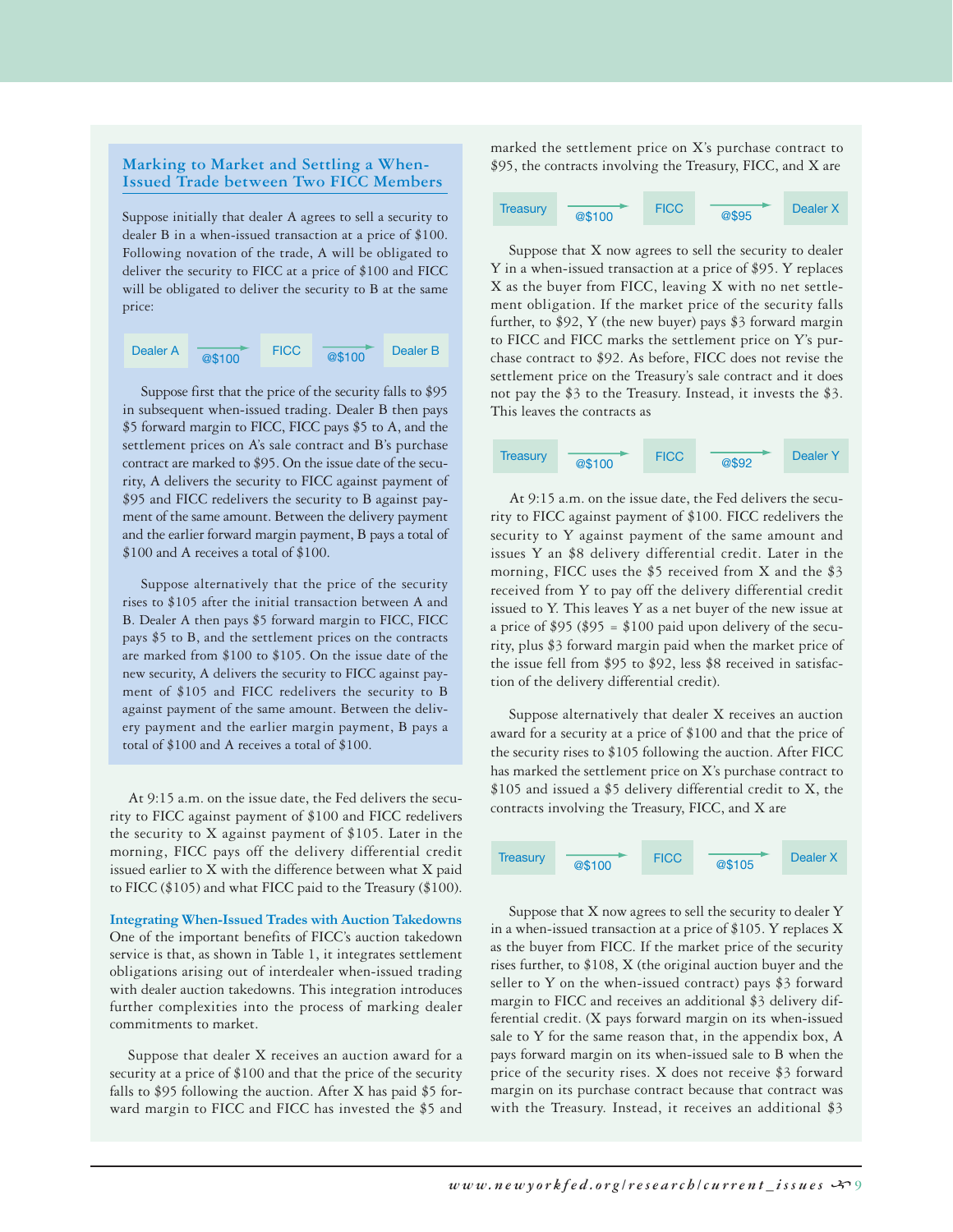### Marking to Market and Settling a When-Issued Trade between Two FICC Members

Suppose initially that dealer A agrees to sell a security to dealer B in a when-issued transaction at a price of \$100. Following novation of the trade, A will be obligated to deliver the security to FICC at a price of \$100 and FICC will be obligated to deliver the security to B at the same price:

Dealer A → @\$100 → FICC → @\$100 → Dealer B

Suppose first that the price of the security falls to \$95 in subsequent when-issued trading. Dealer B then pays \$5 forward margin to FICC, FICC pays \$5 to A, and the settlement prices on A's sale contract and B's purchase contract are marked to \$95. On the issue date of the security, A delivers the security to FICC against payment of \$95 and FICC redelivers the security to B against payment of the same amount. Between the delivery payment and the earlier forward margin payment, B pays a total of \$100 and A receives a total of \$100.

Suppose alternatively that the price of the security rises to \$105 after the initial transaction between A and B. Dealer A then pays \$5 forward margin to FICC, FICC pays \$5 to B, and the settlement prices on the contracts are marked from \$100 to \$105. On the issue date of the new security, A delivers the security to FICC against payment of \$105 and FICC redelivers the security to B against payment of the same amount. Between the delivery payment and the earlier margin payment, B pays a total of \$100 and A receives a total of \$100.

---

At 9:15 a.m. on the issue date, the Fed delivers the security to FICC against payment of \$100 and FICC redelivers the security to X against payment of \$105. Later in the morning, FICC pays off the delivery differential credit issued earlier to X with the difference between what X paid to FICC (\$105) and what FICC paid to the Treasury (\$100).

**Integrating When-Issued Trades with Auction Takedowns**
One of the important benefits of FICC's auction takedown service is that, as shown in Table 1, it integrates settlement obligations arising out of interdealer when-issued trading with dealer auction takedowns. This integration introduces further complexities into the process of marking dealer commitments to market.

Suppose that dealer X receives an auction award for a security at a price of \$100 and that the price of the security falls to \$95 following the auction. After X has paid \$5 forward margin to FICC and FICC has invested the \$5 and marked the settlement price on X's purchase contract to \$95, the contracts involving the Treasury, FICC, and X are

Treasury → @\$100 → FICC → @\$95 → Dealer X

Suppose that X now agrees to sell the security to dealer Y in a when-issued transaction at a price of \$95. Y replaces X as the buyer from FICC, leaving X with no net settlement obligation. If the market price of the security falls further, to \$92, Y (the new buyer) pays \$3 forward margin to FICC and FICC marks the settlement price on Y's purchase contract to \$92. As before, FICC does not revise the settlement price on the Treasury's sale contract and it does not pay the \$3 to the Treasury. Instead, it invests the \$3. This leaves the contracts as

Treasury → @\$100 → FICC → @\$92 → Dealer Y

At 9:15 a.m. on the issue date, the Fed delivers the security to FICC against payment of \$100. FICC redelivers the security to Y against payment of the same amount and issues Y an \$8 delivery differential credit. Later in the morning, FICC uses the \$5 received from X and the \$3 received from Y to pay off the delivery differential credit issued to Y. This leaves Y as a net buyer of the new issue at a price of \$95 (\$95 = \$100 paid upon delivery of the security, plus \$3 forward margin paid when the market price of the issue fell from \$95 to \$92, less \$8 received in satisfaction of the delivery differential credit).

Suppose alternatively that dealer X receives an auction award for a security at a price of \$100 and that the price of the security rises to \$105 following the auction. After FICC has marked the settlement price on X's purchase contract to \$105 and issued a \$5 delivery differential credit to X, the contracts involving the Treasury, FICC, and X are

Treasury → @\$100 → FICC → @\$105 → Dealer X

Suppose that X now agrees to sell the security to dealer Y in a when-issued transaction at a price of \$105. Y replaces X as the buyer from FICC. If the market price of the security rises further, to \$108, X (the original auction buyer and the seller to Y on the when-issued contract) pays \$3 forward margin to FICC and receives an additional \$3 delivery differential credit. (X pays forward margin on its when-issued sale to Y for the same reason that, in the appendix box, A pays forward margin on its when-issued sale to B when the price of the security rises. X does not receive \$3 forward margin on its purchase contract because that contract was with the Treasury. Instead, it receives an additional \$3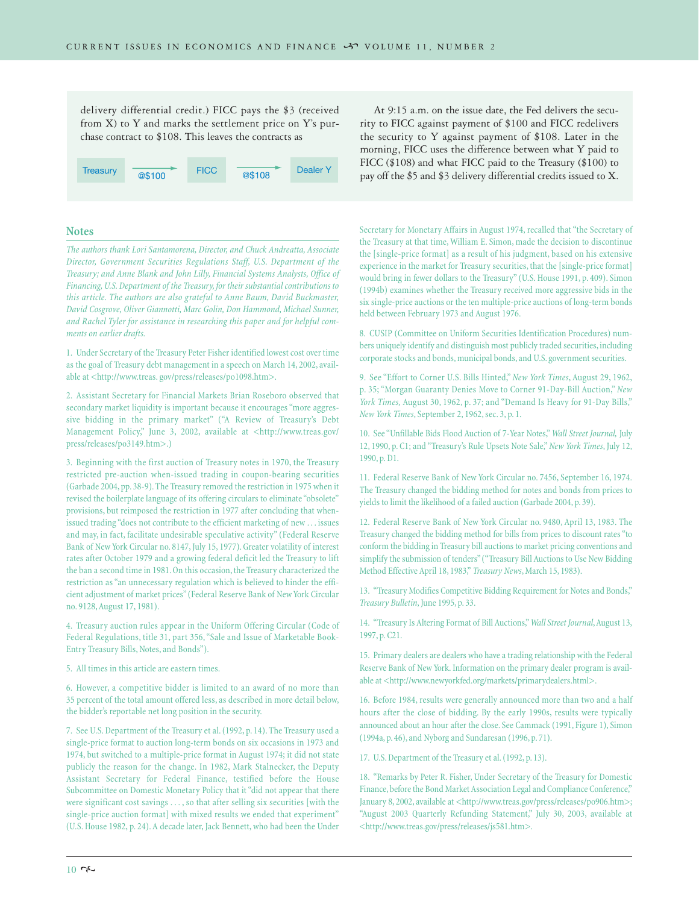delivery differential credit.) FICC pays the $3 (received from X) to Y and marks the settlement price on Y's purchase contract to $108. This leaves the contracts as

Treasury → @$100 → FICC → @$108 → Dealer Y

At 9:15 a.m. on the issue date, the Fed delivers the security to FICC against payment of $100 and FICC redelivers the security to Y against payment of $108. Later in the morning, FICC uses the difference between what Y paid to FICC ($108) and what FICC paid to the Treasury ($100) to pay off the $5 and $3 delivery differential credits issued to X.

## Notes

*The authors thank Lori Santamorena, Director, and Chuck Andreatta, Associate Director, Government Securities Regulations Staff, U.S. Department of the Treasury; and Anne Blank and John Lilly, Financial Systems Analysts, Office of Financing, U.S. Department of the Treasury, for their substantial contributions to this article. The authors are also grateful to Anne Baum, David Buckmaster, David Cosgrove, Oliver Giannotti, Marc Golin, Don Hammond, Michael Sunner, and Rachel Tyler for assistance in researching this paper and for helpful comments on earlier drafts.*

1. Under Secretary of the Treasury Peter Fisher identified lowest cost over time as the goal of Treasury debt management in a speech on March 14, 2002, available at <http://www.treas. gov/press/releases/po1098.htm>.

2. Assistant Secretary for Financial Markets Brian Roseboro observed that secondary market liquidity is important because it encourages "more aggressive bidding in the primary market" ("A Review of Treasury's Debt Management Policy," June 3, 2002, available at <http://www.treas.gov/press/releases/po3149.htm>.)

3. Beginning with the first auction of Treasury notes in 1970, the Treasury restricted pre-auction when-issued trading in coupon-bearing securities (Garbade 2004, pp. 38-9). The Treasury removed the restriction in 1975 when it revised the boilerplate language of its offering circulars to eliminate "obsolete" provisions, but reimposed the restriction in 1977 after concluding that when-issued trading "does not contribute to the efficient marketing of new . . . issues and may, in fact, facilitate undesirable speculative activity" (Federal Reserve Bank of New York Circular no. 8147, July 15, 1977). Greater volatility of interest rates after October 1979 and a growing federal deficit led the Treasury to lift the ban a second time in 1981. On this occasion, the Treasury characterized the restriction as "an unnecessary regulation which is believed to hinder the efficient adjustment of market prices" (Federal Reserve Bank of New York Circular no. 9128, August 17, 1981).

4. Treasury auction rules appear in the Uniform Offering Circular (Code of Federal Regulations, title 31, part 356, "Sale and Issue of Marketable Book-Entry Treasury Bills, Notes, and Bonds").

5. All times in this article are eastern times.

6. However, a competitive bidder is limited to an award of no more than 35 percent of the total amount offered less, as described in more detail below, the bidder's reportable net long position in the security.

7. See U.S. Department of the Treasury et al. (1992, p. 14). The Treasury used a single-price format to auction long-term bonds on six occasions in 1973 and 1974, but switched to a multiple-price format in August 1974; it did not state publicly the reason for the change. In 1982, Mark Stalnecker, the Deputy Assistant Secretary for Federal Finance, testified before the House Subcommittee on Domestic Monetary Policy that it "did not appear that there were significant cost savings . . . , so that after selling six securities [with the single-price auction format] with mixed results we ended that experiment" (U.S. House 1982, p. 24). A decade later, Jack Bennett, who had been the Under Secretary for Monetary Affairs in August 1974, recalled that "the Secretary of the Treasury at that time, William E. Simon, made the decision to discontinue the [single-price format] as a result of his judgment, based on his extensive experience in the market for Treasury securities, that the [single-price format] would bring in fewer dollars to the Treasury" (U.S. House 1991, p. 409). Simon (1994b) examines whether the Treasury received more aggressive bids in the six single-price auctions or the ten multiple-price auctions of long-term bonds held between February 1973 and August 1976.

8. CUSIP (Committee on Uniform Securities Identification Procedures) numbers uniquely identify and distinguish most publicly traded securities, including corporate stocks and bonds, municipal bonds, and U.S. government securities.

9. See "Effort to Corner U.S. Bills Hinted," *New York Times*, August 29, 1962, p. 35; "Morgan Guaranty Denies Move to Corner 91-Day-Bill Auction," *New York Times*, August 30, 1962, p. 37; and "Demand Is Heavy for 91-Day Bills," *New York Times*, September 2, 1962, sec. 3, p. 1.

10. See "Unfillable Bids Flood Auction of 7-Year Notes," *Wall Street Journal*, July 12, 1990, p. C1; and "Treasury's Rule Upsets Note Sale," *New York Times*, July 12, 1990, p. D1.

11. Federal Reserve Bank of New York Circular no. 7456, September 16, 1974. The Treasury changed the bidding method for notes and bonds from prices to yields to limit the likelihood of a failed auction (Garbade 2004, p. 39).

12. Federal Reserve Bank of New York Circular no. 9480, April 13, 1983. The Treasury changed the bidding method for bills from prices to discount rates "to conform the bidding in Treasury bill auctions to market pricing conventions and simplify the submission of tenders" ("Treasury Bill Auctions to Use New Bidding Method Effective April 18, 1983," *Treasury News*, March 15, 1983).

13. "Treasury Modifies Competitive Bidding Requirement for Notes and Bonds," *Treasury Bulletin*, June 1995, p. 33.

14. "Treasury Is Altering Format of Bill Auctions," *Wall Street Journal*, August 13, 1997, p. C21.

15. Primary dealers are dealers who have a trading relationship with the Federal Reserve Bank of New York. Information on the primary dealer program is available at <http://www.newyorkfed.org/markets/primarydealers.html>.

16. Before 1984, results were generally announced more than two and a half hours after the close of bidding. By the early 1990s, results were typically announced about an hour after the close. See Cammack (1991, Figure 1), Simon (1994a, p. 46), and Nyborg and Sundaresan (1996, p. 71).

17. U.S. Department of the Treasury et al. (1992, p. 13).

18. "Remarks by Peter R. Fisher, Under Secretary of the Treasury for Domestic Finance, before the Bond Market Association Legal and Compliance Conference," January 8, 2002, available at <http://www.treas.gov/press/releases/po906.htm>; "August 2003 Quarterly Refunding Statement," July 30, 2003, available at <http://www.treas.gov/press/releases/js581.htm>.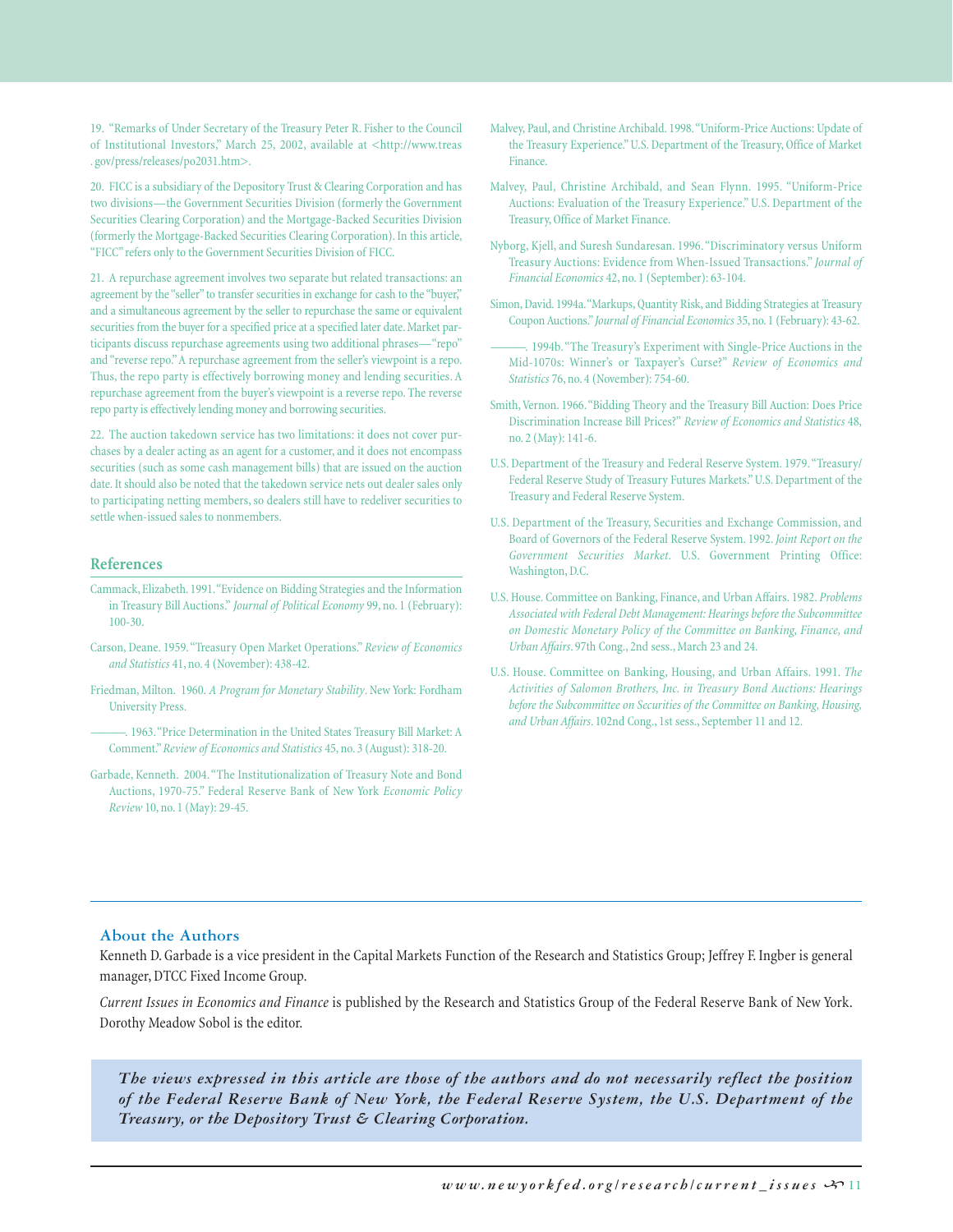19. "Remarks of Under Secretary of the Treasury Peter R. Fisher to the Council of Institutional Investors," March 25, 2002, available at <http://www.treas.gov/press/releases/po2031.htm>.

20. FICC is a subsidiary of the Depository Trust & Clearing Corporation and has two divisions—the Government Securities Division (formerly the Government Securities Clearing Corporation) and the Mortgage-Backed Securities Division (formerly the Mortgage-Backed Securities Clearing Corporation). In this article, "FICC" refers only to the Government Securities Division of FICC.

21. A repurchase agreement involves two separate but related transactions: an agreement by the "seller" to transfer securities in exchange for cash to the "buyer," and a simultaneous agreement by the seller to repurchase the same or equivalent securities from the buyer for a specified price at a specified later date. Market participants discuss repurchase agreements using two additional phrases—"repo" and "reverse repo." A repurchase agreement from the seller's viewpoint is a repo. Thus, the repo party is effectively borrowing money and lending securities. A repurchase agreement from the buyer's viewpoint is a reverse repo. The reverse repo party is effectively lending money and borrowing securities.

22. The auction takedown service has two limitations: it does not cover purchases by a dealer acting as an agent for a customer, and it does not encompass securities (such as some cash management bills) that are issued on the auction date. It should also be noted that the takedown service nets out dealer sales only to participating netting members, so dealers still have to redeliver securities to settle when-issued sales to nonmembers.

## References

Cammack, Elizabeth. 1991. "Evidence on Bidding Strategies and the Information in Treasury Bill Auctions." *Journal of Political Economy* 99, no. 1 (February): 100-30.

Carson, Deane. 1959. "Treasury Open Market Operations." *Review of Economics and Statistics* 41, no. 4 (November): 438-42.

Friedman, Milton. 1960. *A Program for Monetary Stability*. New York: Fordham University Press.

———. 1963. "Price Determination in the United States Treasury Bill Market: A Comment." *Review of Economics and Statistics* 45, no. 3 (August): 318-20.

Garbade, Kenneth. 2004. "The Institutionalization of Treasury Note and Bond Auctions, 1970-75." Federal Reserve Bank of New York *Economic Policy Review* 10, no. 1 (May): 29-45.

Malvey, Paul, and Christine Archibald. 1998. "Uniform-Price Auctions: Update of the Treasury Experience." U.S. Department of the Treasury, Office of Market Finance.

Malvey, Paul, Christine Archibald, and Sean Flynn. 1995. "Uniform-Price Auctions: Evaluation of the Treasury Experience." U.S. Department of the Treasury, Office of Market Finance.

Nyborg, Kjell, and Suresh Sundaresan. 1996. "Discriminatory versus Uniform Treasury Auctions: Evidence from When-Issued Transactions." *Journal of Financial Economics* 42, no. 1 (September): 63-104.

Simon, David. 1994a. "Markups, Quantity Risk, and Bidding Strategies at Treasury Coupon Auctions." *Journal of Financial Economics* 35, no. 1 (February): 43-62.

———. 1994b. "The Treasury's Experiment with Single-Price Auctions in the Mid-1070s: Winner's or Taxpayer's Curse?" *Review of Economics and Statistics* 76, no. 4 (November): 754-60.

Smith, Vernon. 1966. "Bidding Theory and the Treasury Bill Auction: Does Price Discrimination Increase Bill Prices?" *Review of Economics and Statistics* 48, no. 2 (May): 141-6.

U.S. Department of the Treasury and Federal Reserve System. 1979. "Treasury/Federal Reserve Study of Treasury Futures Markets." U.S. Department of the Treasury and Federal Reserve System.

U.S. Department of the Treasury, Securities and Exchange Commission, and Board of Governors of the Federal Reserve System. 1992. *Joint Report on the Government Securities Market*. U.S. Government Printing Office: Washington, D.C.

U.S. House. Committee on Banking, Finance, and Urban Affairs. 1982. *Problems Associated with Federal Debt Management: Hearings before the Subcommittee on Domestic Monetary Policy of the Committee on Banking, Finance, and Urban Affairs*. 97th Cong., 2nd sess., March 23 and 24.

U.S. House. Committee on Banking, Housing, and Urban Affairs. 1991. *The Activities of Salomon Brothers, Inc. in Treasury Bond Auctions: Hearings before the Subcommittee on Securities of the Committee on Banking, Housing, and Urban Affairs*. 102nd Cong., 1st sess., September 11 and 12.

### About the Authors

Kenneth D. Garbade is a vice president in the Capital Markets Function of the Research and Statistics Group; Jeffrey F. Ingber is general manager, DTCC Fixed Income Group.

*Current Issues in Economics and Finance* is published by the Research and Statistics Group of the Federal Reserve Bank of New York. Dorothy Meadow Sobol is the editor.

***The views expressed in this article are those of the authors and do not necessarily reflect the position of the Federal Reserve Bank of New York, the Federal Reserve System, the U.S. Department of the Treasury, or the Depository Trust & Clearing Corporation.***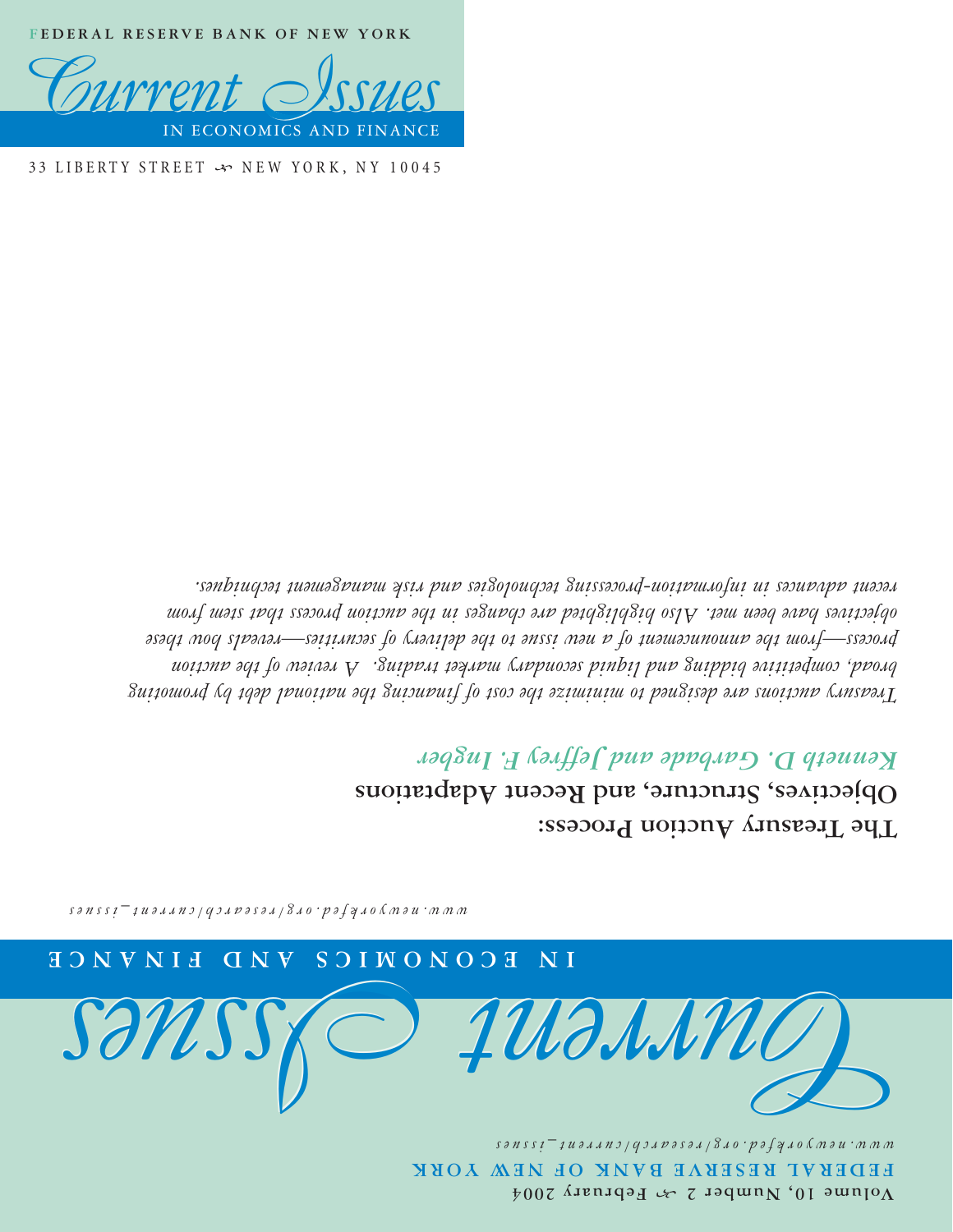FEDERAL RESERVE BANK OF NEW YORK

# Current Issues

IN ECONOMICS AND FINANCE

33 LIBERTY STREET NEW YORK, NY 10045

Volume 10, Number 2 February 2004

FEDERAL RESERVE BANK OF NEW YORK

www.newyorkfed.org/research/current_issues

# Current Issues

IN ECONOMICS AND FINANCE

www.newyorkfed.org/research/current_issues

## The Treasury Auction Process: Objectives, Structure, and Recent Adaptations

*Kenneth D. Garbade and Jeffrey F. Ingber*

*Treasury auctions are designed to minimize the cost of financing the national debt by promoting broad, competitive bidding and liquid secondary market trading. A review of the auction process—from the announcement of a new issue to the delivery of securities—reveals how these objectives have been met. Also highlighted are changes in the auction process that stem from recent advances in information-processing technologies and risk management techniques.*